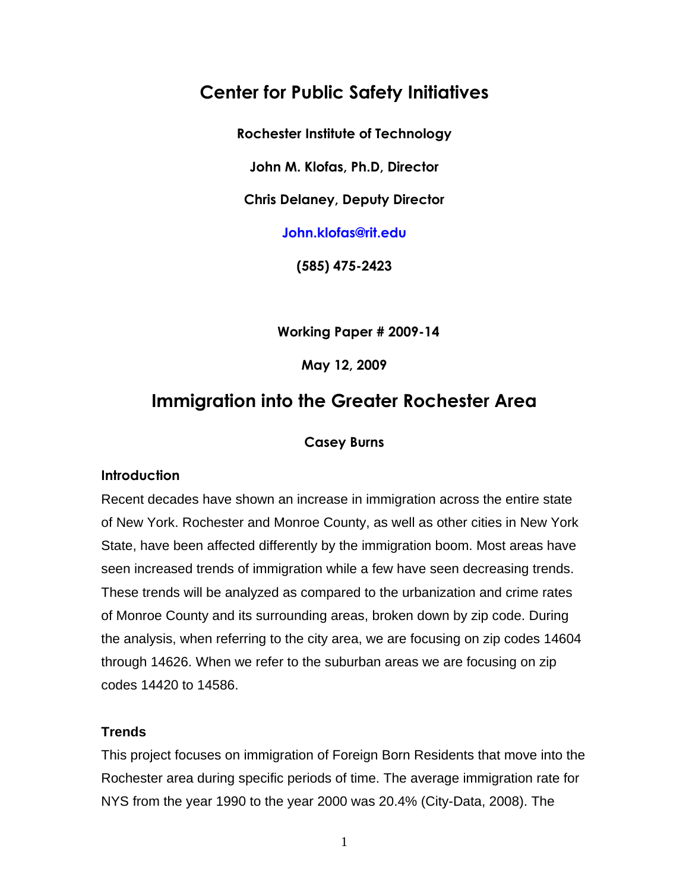# Center for Public Safety Initiatives

**Rochester Institute of Technology**

**John M. Klofas, Ph.D, Director**

**Chris Delaney, Deputy Director**

**John.klofas@rit.edu**

**(585) 475-2423**

**Working Paper # 2009-14**

**May 12, 2009**

# Immigration into the Greater Rochester Area

**Casey Burns**

### Introduction

Recent decades have shown an increase in immigration across the entire state of New York. Rochester and Monroe County, as well as other cities in New York State, have been affected differently by the immigration boom. Most areas have seen increased trends of immigration while a few have seen decreasing trends. These trends will be analyzed as compared to the urbanization and crime rates of Monroe County and its surrounding areas, broken down by zip code. During the analysis, when referring to the city area, we are focusing on zip codes 14604 through 14626. When we refer to the suburban areas we are focusing on zip codes 14420 to 14586.

### Trends

This project focuses on immigration of Foreign Born Residents that move into the Rochester area during specific periods of time. The average immigration rate for NYS from the year 1990 to the year 2000 was 20.4% (City-Data, 2008). The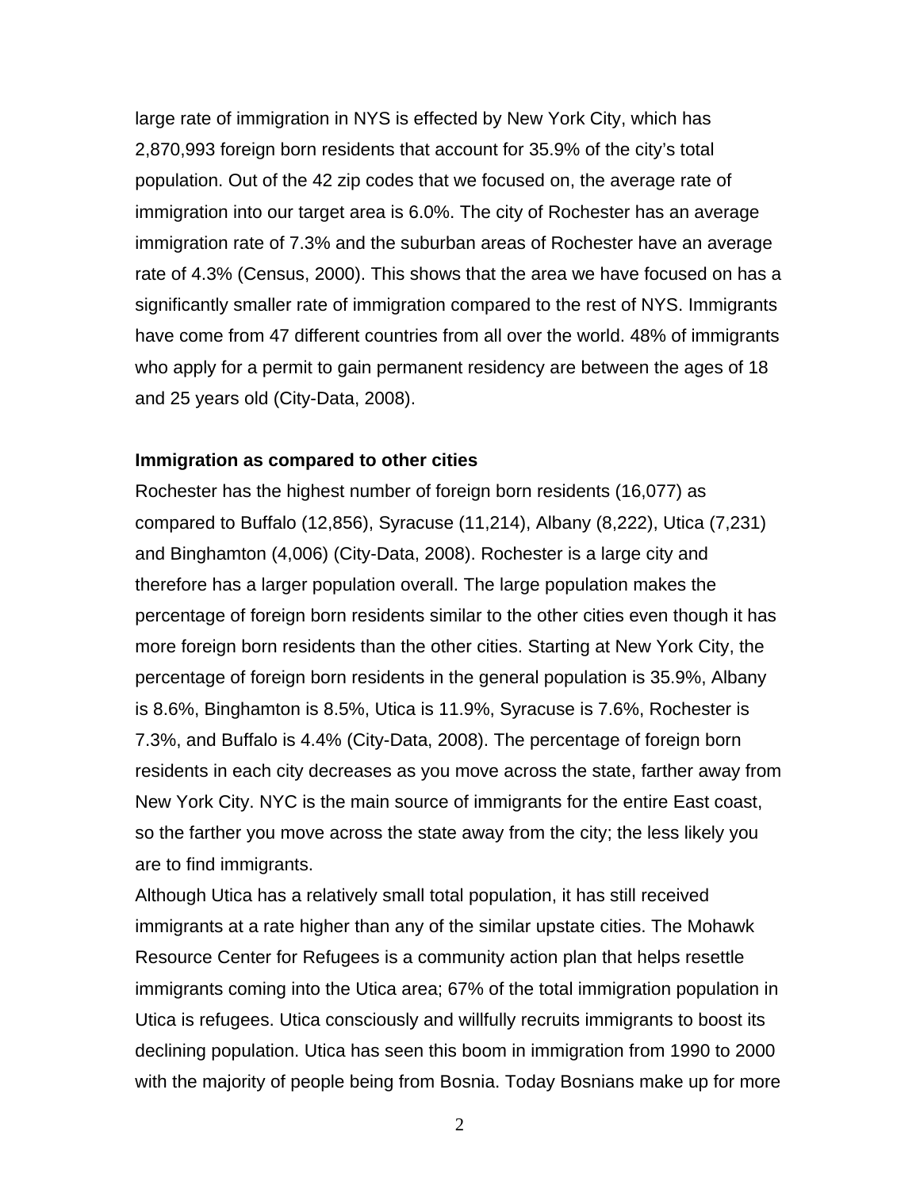large rate of immigration in NYS is effected by New York City, which has 2,870,993 foreign born residents that account for 35.9% of the city's total population. Out of the 42 zip codes that we focused on, the average rate of immigration into our target area is 6.0%. The city of Rochester has an average immigration rate of 7.3% and the suburban areas of Rochester have an average rate of 4.3% (Census, 2000). This shows that the area we have focused on has a significantly smaller rate of immigration compared to the rest of NYS. Immigrants have come from 47 different countries from all over the world. 48% of immigrants who apply for a permit to gain permanent residency are between the ages of 18 and 25 years old (City-Data, 2008).

**Immigration as compared to other cities**

Rochester has the highest number of foreign born residents (16,077) as compared to Buffalo (12,856), Syracuse (11,214), Albany (8,222), Utica (7,231) and Binghamton (4,006) (City-Data, 2008). Rochester is a large city and therefore has a larger population overall. The large population makes the percentage of foreign born residents similar to the other cities even though it has more foreign born residents than the other cities. Starting at New York City, the percentage of foreign born residents in the general population is 35.9%, Albany is 8.6%, Binghamton is 8.5%, Utica is 11.9%, Syracuse is 7.6%, Rochester is 7.3%, and Buffalo is 4.4% (City-Data, 2008). The percentage of foreign born residents in each city decreases as you move across the state, farther away from New York City. NYC is the main source of immigrants for the entire East coast, so the farther you move across the state away from the city; the less likely you are to find immigrants.

Although Utica has a relatively small total population, it has still received immigrants at a rate higher than any of the similar upstate cities. The Mohawk Resource Center for Refugees is a community action plan that helps resettle immigrants coming into the Utica area; 67% of the total immigration population in Utica is refugees. Utica consciously and willfully recruits immigrants to boost its declining population. Utica has seen this boom in immigration from 1990 to 2000 with the majority of people being from Bosnia. Today Bosnians make up for more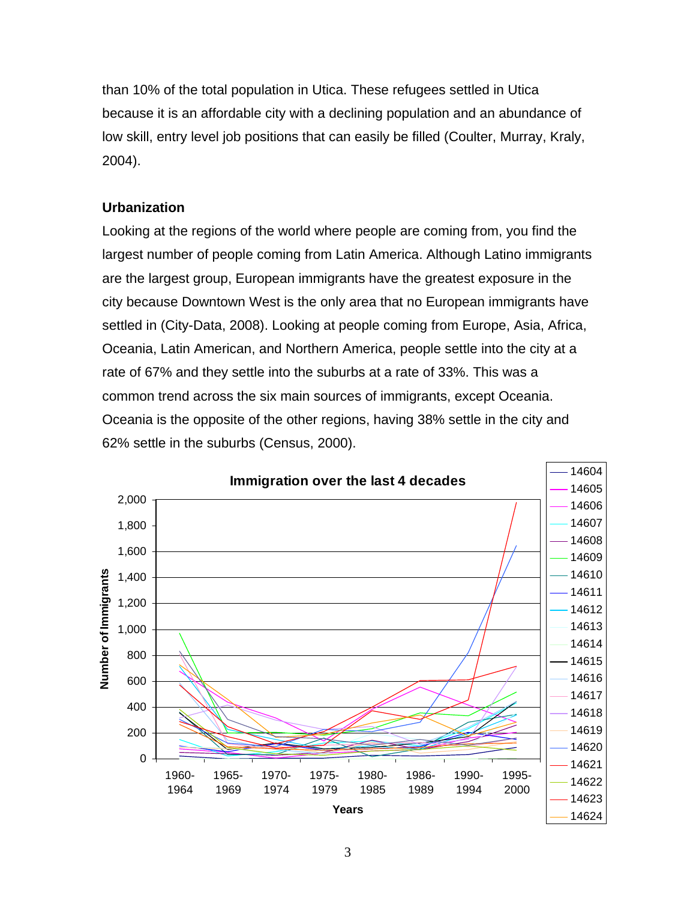than 10% of the total population in Utica. These refugees settled in Utica because it is an affordable city with a declining population and an abundance of low skill, entry level job positions that can easily be filled (Coulter, Murray, Kraly, 2004).

**Urbanization**

Looking at the regions of the world where people are coming from, you find the largest number of people coming from Latin America. Although Latino immigrants are the largest group, European immigrants have the greatest exposure in the city because Downtown West is the only area that no European immigrants have settled in (City-Data, 2008). Looking at people coming from Europe, Asia, Africa, Oceania, Latin American, and Northern America, people settle into the city at a rate of 67% and they settle into the suburbs at a rate of 33%. This was a common trend across the six main sources of immigrants, except Oceania. Oceania is the opposite of the other regions, having 38% settle in the city and 62% settle in the suburbs (Census, 2000).

**Immigration over the last 4 decades**

Y-axis: Number of Immigrants (0 to 2,000). X-axis: Years (1960-1964, 1965-1969, 1970-1974, 1975-1979, 1980-1985, 1986-1989, 1990-1994, 1995-2000).

Legend (ZIP codes): 14604, 14605, 14606, 14607, 14608, 14609, 14610, 14611, 14612, 14613, 14614, 14615, 14616, 14617, 14618, 14619, 14620, 14621, 14622, 14623, 14624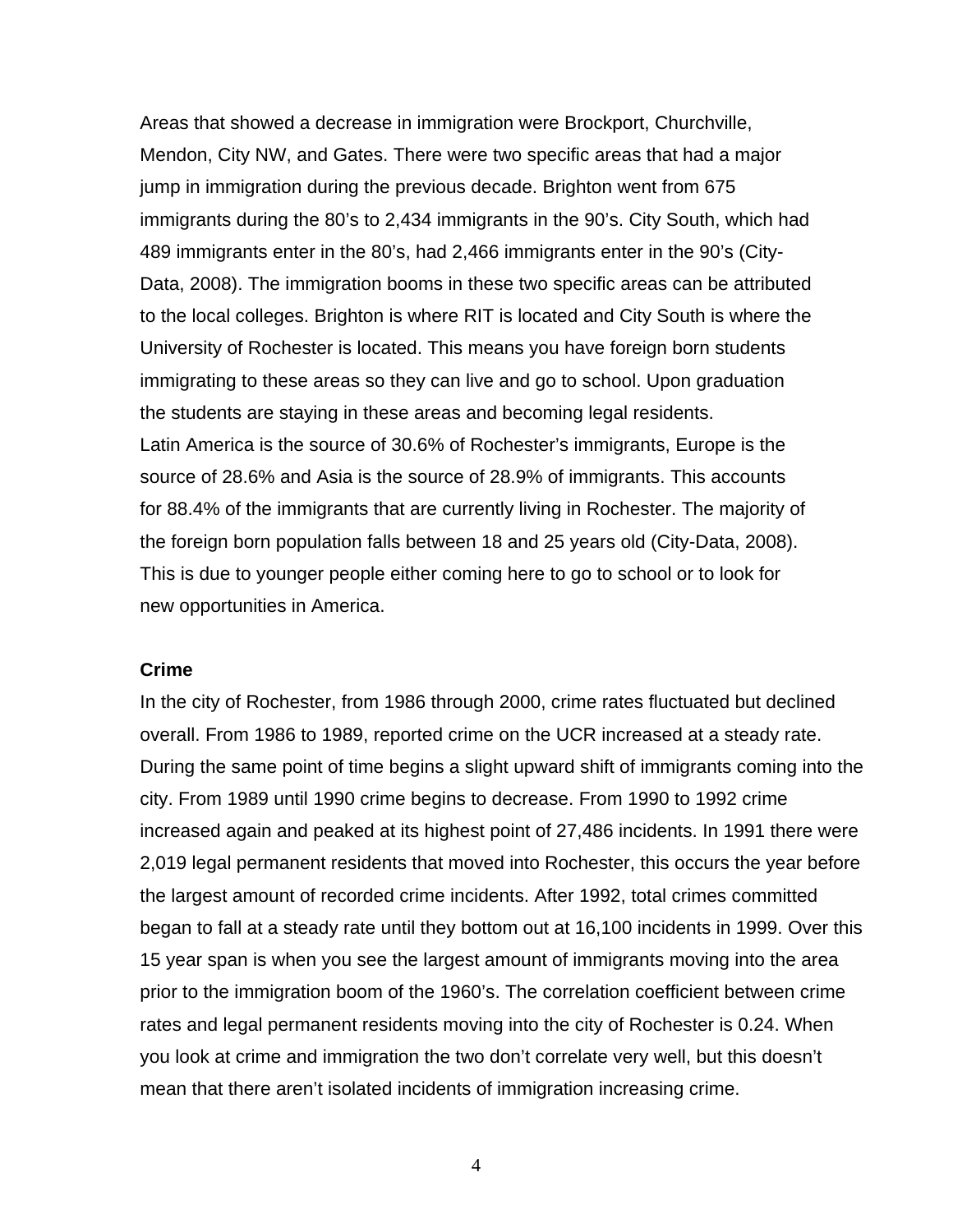Areas that showed a decrease in immigration were Brockport, Churchville, Mendon, City NW, and Gates. There were two specific areas that had a major jump in immigration during the previous decade. Brighton went from 675 immigrants during the 80's to 2,434 immigrants in the 90's. City South, which had 489 immigrants enter in the 80's, had 2,466 immigrants enter in the 90's (City-Data, 2008). The immigration booms in these two specific areas can be attributed to the local colleges. Brighton is where RIT is located and City South is where the University of Rochester is located. This means you have foreign born students immigrating to these areas so they can live and go to school. Upon graduation the students are staying in these areas and becoming legal residents.
Latin America is the source of 30.6% of Rochester's immigrants, Europe is the source of 28.6% and Asia is the source of 28.9% of immigrants. This accounts for 88.4% of the immigrants that are currently living in Rochester. The majority of the foreign born population falls between 18 and 25 years old (City-Data, 2008). This is due to younger people either coming here to go to school or to look for new opportunities in America.

**Crime**

In the city of Rochester, from 1986 through 2000, crime rates fluctuated but declined overall. From 1986 to 1989, reported crime on the UCR increased at a steady rate. During the same point of time begins a slight upward shift of immigrants coming into the city. From 1989 until 1990 crime begins to decrease. From 1990 to 1992 crime increased again and peaked at its highest point of 27,486 incidents. In 1991 there were 2,019 legal permanent residents that moved into Rochester, this occurs the year before the largest amount of recorded crime incidents. After 1992, total crimes committed began to fall at a steady rate until they bottom out at 16,100 incidents in 1999. Over this 15 year span is when you see the largest amount of immigrants moving into the area prior to the immigration boom of the 1960's. The correlation coefficient between crime rates and legal permanent residents moving into the city of Rochester is 0.24. When you look at crime and immigration the two don't correlate very well, but this doesn't mean that there aren't isolated incidents of immigration increasing crime.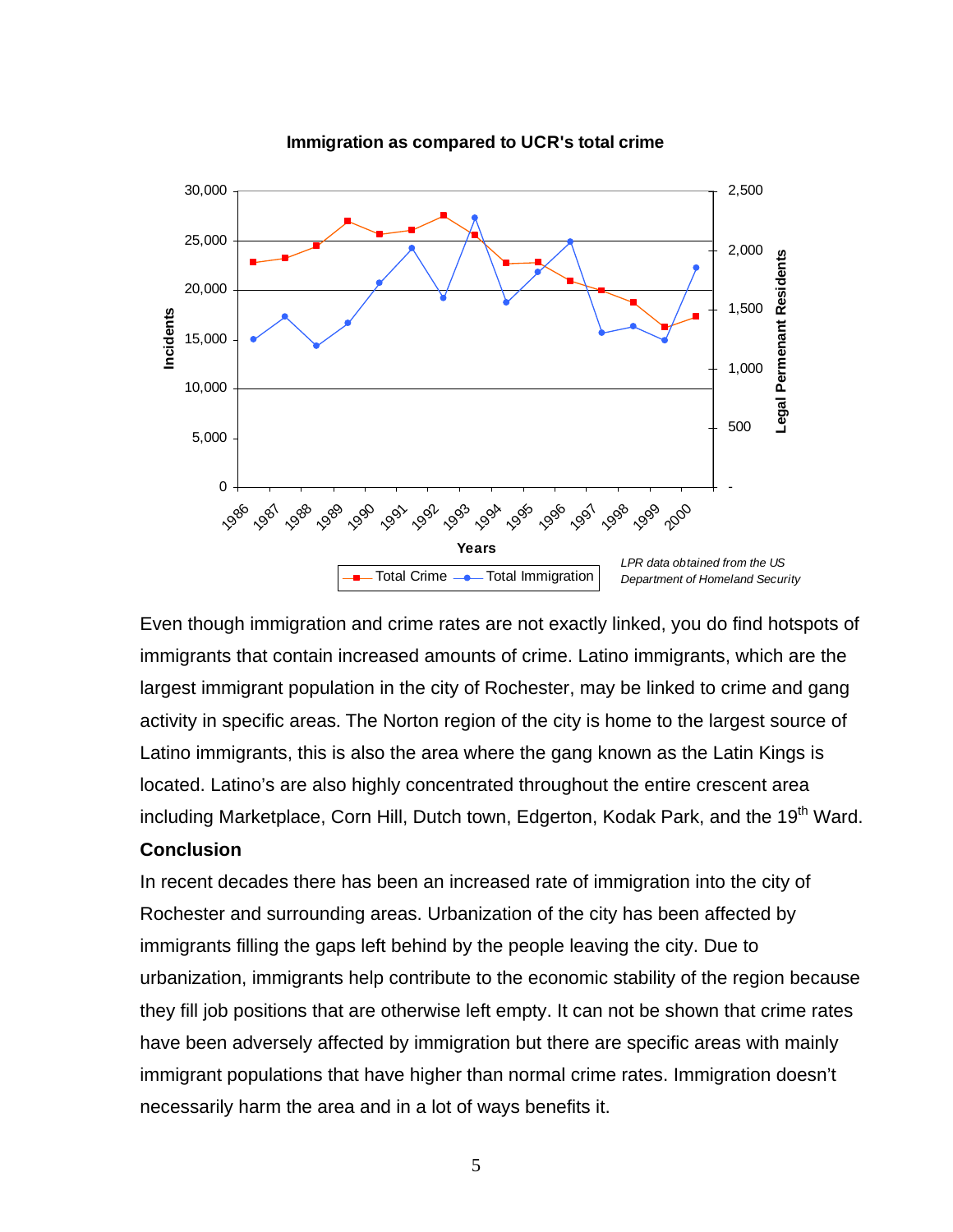**Immigration as compared to UCR's total crime**

LPR data obtained from the US Department of Homeland Security

Even though immigration and crime rates are not exactly linked, you do find hotspots of immigrants that contain increased amounts of crime. Latino immigrants, which are the largest immigrant population in the city of Rochester, may be linked to crime and gang activity in specific areas. The Norton region of the city is home to the largest source of Latino immigrants, this is also the area where the gang known as the Latin Kings is located. Latino's are also highly concentrated throughout the entire crescent area including Marketplace, Corn Hill, Dutch town, Edgerton, Kodak Park, and the 19th Ward.

**Conclusion**

In recent decades there has been an increased rate of immigration into the city of Rochester and surrounding areas. Urbanization of the city has been affected by immigrants filling the gaps left behind by the people leaving the city. Due to urbanization, immigrants help contribute to the economic stability of the region because they fill job positions that are otherwise left empty. It can not be shown that crime rates have been adversely affected by immigration but there are specific areas with mainly immigrant populations that have higher than normal crime rates. Immigration doesn't necessarily harm the area and in a lot of ways benefits it.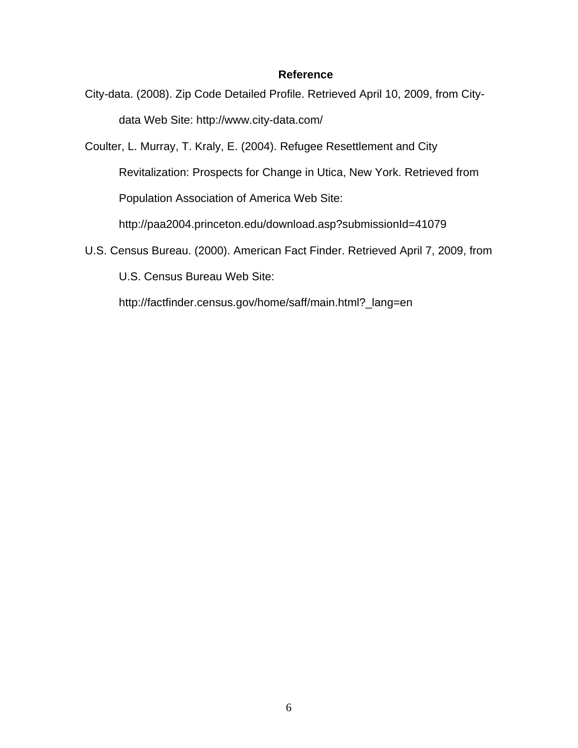# Reference

City-data. (2008). Zip Code Detailed Profile. Retrieved April 10, 2009, from City-data Web Site: http://www.city-data.com/

Coulter, L. Murray, T. Kraly, E. (2004). Refugee Resettlement and City Revitalization: Prospects for Change in Utica, New York. Retrieved from Population Association of America Web Site: http://paa2004.princeton.edu/download.asp?submissionId=41079

U.S. Census Bureau. (2000). American Fact Finder. Retrieved April 7, 2009, from U.S. Census Bureau Web Site: http://factfinder.census.gov/home/saff/main.html?_lang=en